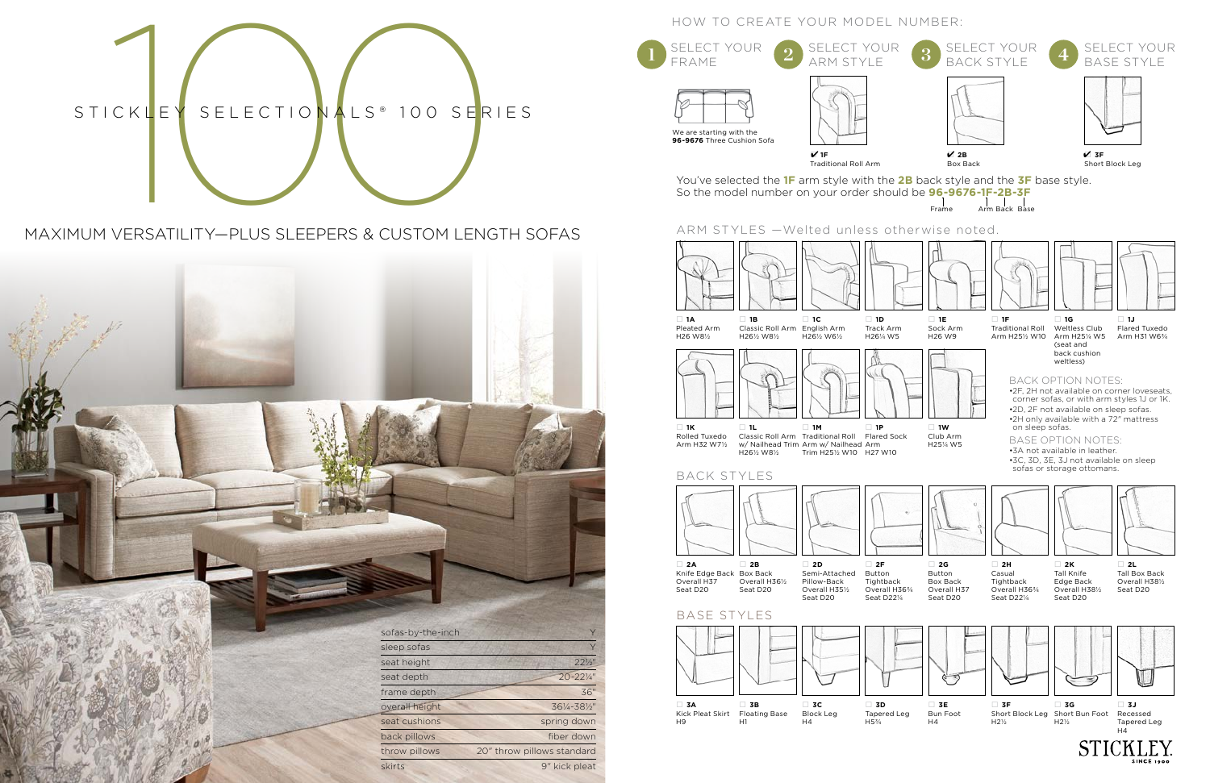# STICKLEY SELECTIONALS® 100 SERIES

## MAXIMUM VERSATILITY—PLUS SLEEPERS & CUSTOM LENGTH SOFAS

| | |
|---|---|
| sofas-by-the-inch | Y |
| sleep sofas | Y |
| seat height | 22½" |
| seat depth | 20-22¼" |
| frame depth | 36" |
| overall height | 36¼-38½" |
| seat cushions | spring down |
| back pillows | fiber down |
| throw pillows | 20" throw pillows standard |
| skirts | 9" kick pleat |

## HOW TO CREATE YOUR MODEL NUMBER:

**1** SELECT YOUR FRAME

We are starting with the **96-9676** Three Cushion Sofa

**2** SELECT YOUR ARM STYLE

✔ **1F** Traditional Roll Arm

**3** SELECT YOUR BACK STYLE

✔ **2B** Box Back

**4** SELECT YOUR BASE STYLE

✔ **3F** Short Block Leg

You've selected the **1F** arm style with the **2B** back style and the **3F** base style.
So the model number on your order should be **96-9676-1F-2B-3F**

Frame | Arm | Back | Base

## ARM STYLES —Welted unless otherwise noted.

- ☐ **1A** Pleated Arm H26 W8½
- ☐ **1B** Classic Roll Arm H26½ W8½
- ☐ **1C** English Arm H26½ W6½
- ☐ **1D** Track Arm H26¼ W5
- ☐ **1E** Sock Arm H26 W9
- ☐ **1F** Traditional Roll Arm H25½ W10
- ☐ **1G** Weltless Club Arm H25¼ W5 (seat and back cushion weltless)
- ☐ **1J** Flared Tuxedo Arm H31 W6¾
- ☐ **1K** Rolled Tuxedo Arm H32 W7½
- ☐ **1L** Classic Roll Arm w/ Nailhead Trim H26½ W8½
- ☐ **1M** Traditional Roll Arm w/ Nailhead Trim H25½ W10
- ☐ **1P** Flared Sock Arm H27 W10
- ☐ **1W** Club Arm H25¼ W5

### BACK OPTION NOTES:

- 2F, 2H not available on corner loveseats, corner sofas, or with arm styles 1J or 1K.
- 2D, 2F not available on sleep sofas.
- 2H only available with a 72" mattress on sleep sofas.

### BASE OPTION NOTES:

- 3A not available in leather.
- 3C, 3D, 3E, 3J not available on sleep sofas or storage ottomans.

## BACK STYLES

- ☐ **2A** Knife Edge Back Overall H37 Seat D20
- ☐ **2B** Box Back Overall H36½ Seat D20
- ☐ **2D** Semi-Attached Pillow-Back Overall H35½ Seat D20
- ☐ **2F** Button Tightback Overall H36¾ Seat D22¼
- ☐ **2G** Button Box Back Overall H37 Seat D20
- ☐ **2H** Casual Tightback Overall H36¾ Seat D22¼
- ☐ **2K** Tall Knife Edge Back Overall H38½ Seat D20
- ☐ **2L** Tall Box Back Overall H38½ Seat D20

## BASE STYLES

- ☐ **3A** Kick Pleat Skirt H9
- ☐ **3B** Floating Base H1
- ☐ **3C** Block Leg H4
- ☐ **3D** Tapered Leg H5¾
- ☐ **3E** Bun Foot H4
- ☐ **3F** Short Block Leg H2½
- ☐ **3G** Short Bun Foot H2½
- ☐ **3J** Recessed Tapered Leg H4

STICKLEY SINCE 1900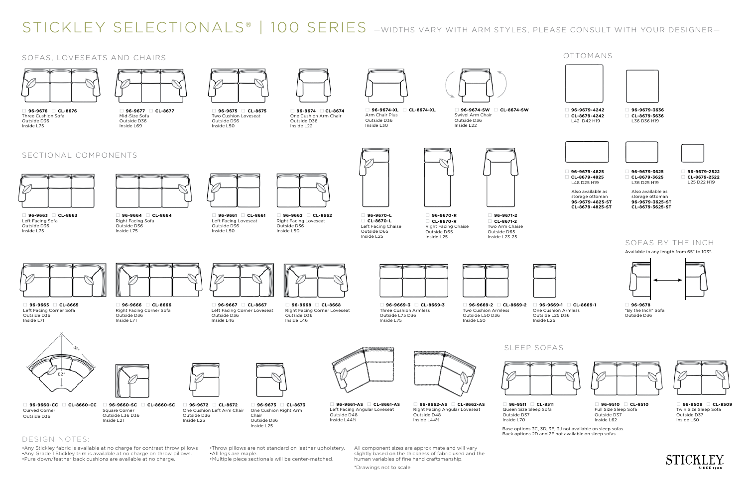# STICKLEY SELECTIONALS® | 100 SERIES —WIDTHS VARY WITH ARM STYLES, PLEASE CONSULT WITH YOUR DESIGNER—

## SOFAS, LOVESEATS AND CHAIRS

☐ **96-9676** ☐ **CL-8676**
Three Cushion Sofa
Outside D36
Inside L75

☐ **96-9677** ☐ **CL-8677**
Mid-Size Sofa
Outside D36
Inside L69

☐ **96-9675** ☐ **CL-8675**
Two Cushion Loveseat
Outside D36
Inside L50

☐ **96-9674** ☐ **CL-8674**
One Cushion Arm Chair
Outside D36
Inside L22

☐ **96-9674-XL** ☐ **CL-8674-XL**
Arm Chair Plus
Outside D36
Inside L30

☐ **96-9674-SW** ☐ **CL-8674-SW**
Swivel Arm Chair
Outside D36
Inside L22

## OTTOMANS

☐ **96-9679-4242**
☐ **CL-8679-4242**
L42 D42 H19

☐ **96-9679-3636**
☐ **CL-8679-3636**
L36 D36 H19

☐ **96-9679-4825**
☐ **CL-8679-4825**
L48 D25 H19
Also available as storage ottoman
**96-9679-4825-ST**
**CL-8679-4825-ST**

☐ **96-9679-3625**
☐ **CL-8679-3625**
L36 D25 H19
Also available as storage ottoman
**96-9679-3625-ST**
**CL-8679-3625-ST**

☐ **96-9679-2522**
☐ **CL-8679-2522**
L25 D22 H19

## SECTIONAL COMPONENTS

☐ **96-9663** ☐ **CL-8663**
Left Facing Sofa
Outside D36
Inside L75

☐ **96-9664** ☐ **CL-8664**
Right Facing Sofa
Outside D36
Inside L75

☐ **96-9661** ☐ **CL-8661**
Left Facing Loveseat
Outside D36
Inside L50

☐ **96-9662** ☐ **CL-8662**
Right Facing Loveseat
Outside D36
Inside L50

☐ **96-9670-L**
☐ **CL-8670-L**
Left Facing Chaise
Outside D65
Inside L25

☐ **96-9670-R**
☐ **CL-8670-R**
Right Facing Chaise
Outside D65
Inside L25

☐ **96-9671-2**
☐ **CL-8671-2**
Two Arm Chaise
Outside D65
Inside L23-25

☐ **96-9665** ☐ **CL-8665**
Left Facing Corner Sofa
Outside D36
Inside L71

☐ **96-9666** ☐ **CL-8666**
Right Facing Corner Sofa
Outside D36
Inside L71

☐ **96-9667** ☐ **CL-8667**
Left Facing Corner Loveseat
Outside D36
Inside L46

☐ **96-9668** ☐ **CL-8668**
Right Facing Corner Loveseat
Outside D36
Inside L46

☐ **96-9669-3** ☐ **CL-8669-3**
Three Cushion Armless
Outside L75 D36
Inside L75

☐ **96-9669-2** ☐ **CL-8669-2**
Two Cushion Armless
Outside L50 D36
Inside L50

☐ **96-9669-1** ☐ **CL-8669-1**
One Cushion Armless
Outside L25 D36
Inside L25

## SOFAS BY THE INCH

Available in any length from 65" to 103".

☐ **96-9678**
"By the Inch" Sofa
Outside D36

57"
62"

☐ **96-9660-CC** ☐ **CL-8660-CC**
Curved Corner
Outside D36

☐ **96-9660-SC** ☐ **CL-8660-SC**
Square Corner
Outside L36 D36
Inside L21

☐ **96-9672** ☐ **CL-8672**
One Cushion Left Arm Chair
Outside D36
Inside L25

☐ **96-9673** ☐ **CL-8673**
One Cushion Right Arm Chair
Outside D36
Inside L25

☐ **96-9661-AS** ☐ **CL-8661-AS**
Left Facing Angular Loveseat
Outside D48
Inside L44½

☐ **96-9662-AS** ☐ **CL-8662-AS**
Right Facing Angular Loveseat
Outside D48
Inside L44½

## SLEEP SOFAS

☐ **96-9511** ☐ **CL-8511**
Queen Size Sleep Sofa
Outside D37
Inside L70

☐ **96-9510** ☐ **CL-8510**
Full Size Sleep Sofa
Outside D37
Inside L62

☐ **96-9509** ☐ **CL-8509**
Twin Size Sleep Sofa
Outside D37
Inside L50

Base options 3C, 3D, 3E, 3J not available on sleep sofas.
Back options 2D and 2F not available on sleep sofas.

## DESIGN NOTES:

- Any Stickley fabric is available at no charge for contrast throw pillows
- Any Grade 1 Stickley trim is available at no charge on throw pillows.
- Pure down/feather back cushions are available at no charge.
- Throw pillows are not standard on leather upholstery.
- All legs are maple.
- Multiple piece sectionals will be center-matched.

All component sizes are approximate and will vary slightly based on the thickness of fabric used and the human variables of fine hand craftsmanship.

*Drawings not to scale

STICKLEY
SINCE 1900